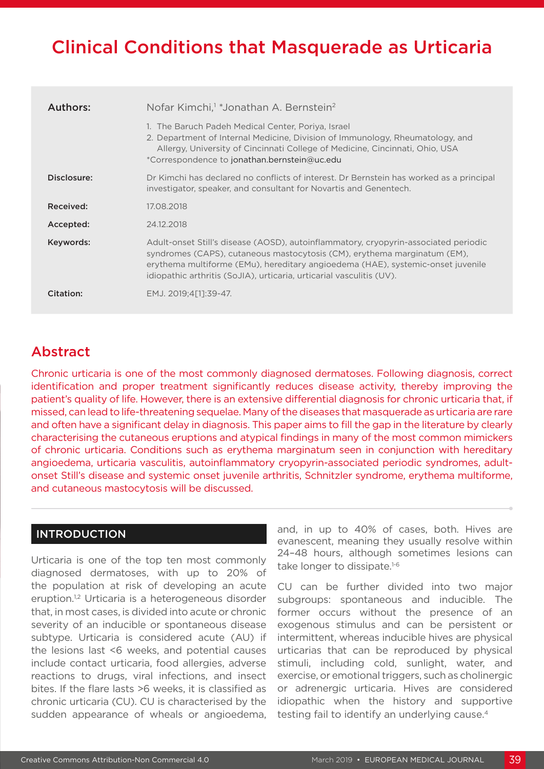# Clinical Conditions that Masquerade as Urticaria

**Authors:** Nofar Kimchi,[1] *Jonathan A. Bernstein[2]

1. The Baruch Padeh Medical Center, Poriya, Israel
2. Department of Internal Medicine, Division of Immunology, Rheumatology, and Allergy, University of Cincinnati College of Medicine, Cincinnati, Ohio, USA

*Correspondence to jonathan.bernstein@uc.edu

**Disclosure:** Dr Kimchi has declared no conflicts of interest. Dr Bernstein has worked as a principal investigator, speaker, and consultant for Novartis and Genentech.

**Received:** 17.08.2018

**Accepted:** 24.12.2018

**Keywords:** Adult-onset Still's disease (AOSD), autoinflammatory, cryopyrin-associated periodic syndromes (CAPS), cutaneous mastocytosis (CM), erythema marginatum (EM), erythema multiforme (EMu), hereditary angioedema (HAE), systemic-onset juvenile idiopathic arthritis (SoJIA), urticaria, urticarial vasculitis (UV).

**Citation:** EMJ. 2019;4[1]:39-47.

## Abstract

Chronic urticaria is one of the most commonly diagnosed dermatoses. Following diagnosis, correct identification and proper treatment significantly reduces disease activity, thereby improving the patient's quality of life. However, there is an extensive differential diagnosis for chronic urticaria that, if missed, can lead to life-threatening sequelae. Many of the diseases that masquerade as urticaria are rare and often have a significant delay in diagnosis. This paper aims to fill the gap in the literature by clearly characterising the cutaneous eruptions and atypical findings in many of the most common mimickers of chronic urticaria. Conditions such as erythema marginatum seen in conjunction with hereditary angioedema, urticaria vasculitis, autoinflammatory cryopyrin-associated periodic syndromes, adult-onset Still's disease and systemic onset juvenile arthritis, Schnitzler syndrome, erythema multiforme, and cutaneous mastocytosis will be discussed.

## INTRODUCTION

Urticaria is one of the top ten most commonly diagnosed dermatoses, with up to 20% of the population at risk of developing an acute eruption.[1,2] Urticaria is a heterogeneous disorder that, in most cases, is divided into acute or chronic severity of an inducible or spontaneous disease subtype. Urticaria is considered acute (AU) if the lesions last <6 weeks, and potential causes include contact urticaria, food allergies, adverse reactions to drugs, viral infections, and insect bites. If the flare lasts >6 weeks, it is classified as chronic urticaria (CU). CU is characterised by the sudden appearance of wheals or angioedema, and, in up to 40% of cases, both. Hives are evanescent, meaning they usually resolve within 24–48 hours, although sometimes lesions can take longer to dissipate.[1-6]

CU can be further divided into two major subgroups: spontaneous and inducible. The former occurs without the presence of an exogenous stimulus and can be persistent or intermittent, whereas inducible hives are physical urticarias that can be reproduced by physical stimuli, including cold, sunlight, water, and exercise, or emotional triggers, such as cholinergic or adrenergic urticaria. Hives are considered idiopathic when the history and supportive testing fail to identify an underlying cause.[4]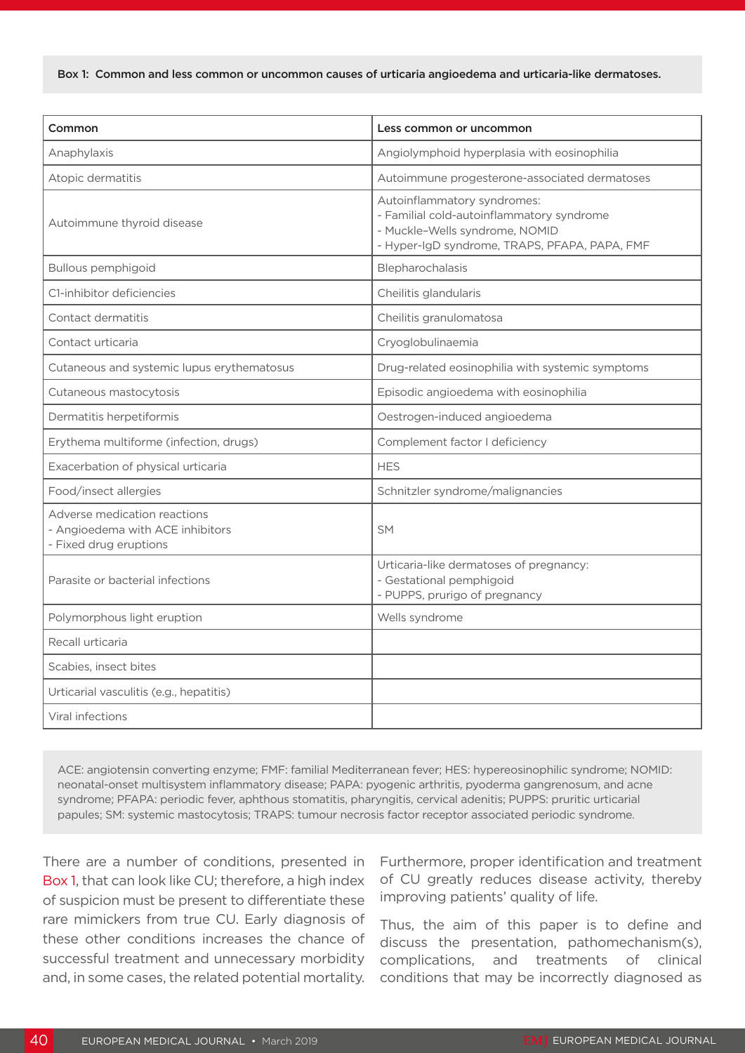**Box 1: Common and less common or uncommon causes of urticaria angioedema and urticaria-like dermatoses.**

| Common | Less common or uncommon |
|---|---|
| Anaphylaxis | Angiolymphoid hyperplasia with eosinophilia |
| Atopic dermatitis | Autoimmune progesterone-associated dermatoses |
| Autoimmune thyroid disease | Autoinflammatory syndromes:<br>- Familial cold-autoinflammatory syndrome<br>- Muckle–Wells syndrome, NOMID<br>- Hyper-IgD syndrome, TRAPS, PFAPA, PAPA, FMF |
| Bullous pemphigoid | Blepharochalasis |
| C1-inhibitor deficiencies | Cheilitis glandularis |
| Contact dermatitis | Cheilitis granulomatosa |
| Contact urticaria | Cryoglobulinaemia |
| Cutaneous and systemic lupus erythematosus | Drug-related eosinophilia with systemic symptoms |
| Cutaneous mastocytosis | Episodic angioedema with eosinophilia |
| Dermatitis herpetiformis | Oestrogen-induced angioedema |
| Erythema multiforme (infection, drugs) | Complement factor I deficiency |
| Exacerbation of physical urticaria | HES |
| Food/insect allergies | Schnitzler syndrome/malignancies |
| Adverse medication reactions<br>- Angioedema with ACE inhibitors<br>- Fixed drug eruptions | SM |
| Parasite or bacterial infections | Urticaria-like dermatoses of pregnancy:<br>- Gestational pemphigoid<br>- PUPPS, prurigo of pregnancy |
| Polymorphous light eruption | Wells syndrome |
| Recall urticaria | |
| Scabies, insect bites | |
| Urticarial vasculitis (e.g., hepatitis) | |
| Viral infections | |

ACE: angiotensin converting enzyme; FMF: familial Mediterranean fever; HES: hypereosinophilic syndrome; NOMID: neonatal-onset multisystem inflammatory disease; PAPA: pyogenic arthritis, pyoderma gangrenosum, and acne syndrome; PFAPA: periodic fever, aphthous stomatitis, pharyngitis, cervical adenitis; PUPPS: pruritic urticarial papules; SM: systemic mastocytosis; TRAPS: tumour necrosis factor receptor associated periodic syndrome.

There are a number of conditions, presented in Box 1, that can look like CU; therefore, a high index of suspicion must be present to differentiate these rare mimickers from true CU. Early diagnosis of these other conditions increases the chance of successful treatment and unnecessary morbidity and, in some cases, the related potential mortality. Furthermore, proper identification and treatment of CU greatly reduces disease activity, thereby improving patients' quality of life.

Thus, the aim of this paper is to define and discuss the presentation, pathomechanism(s), complications, and treatments of clinical conditions that may be incorrectly diagnosed as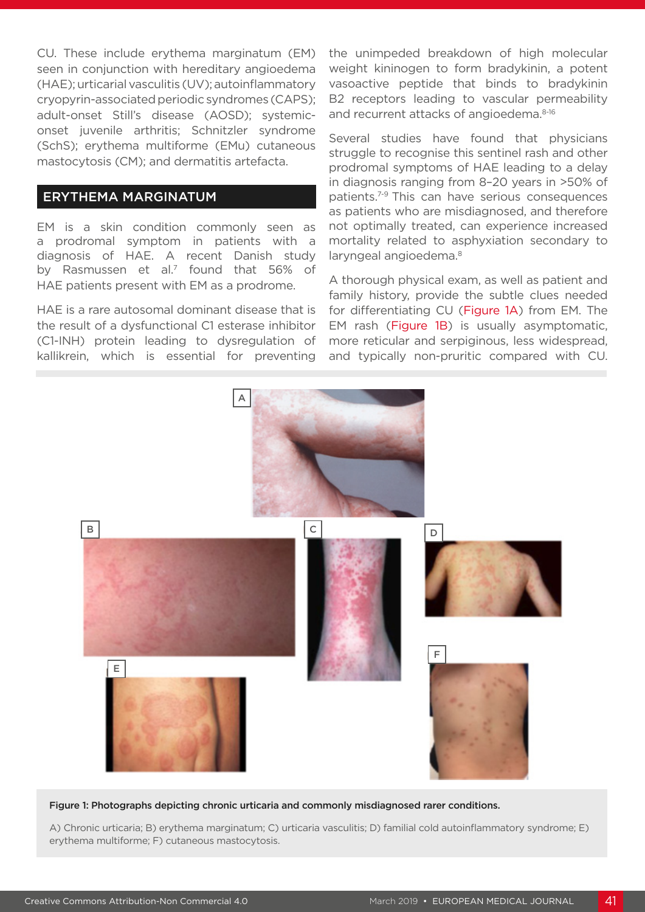CU. These include erythema marginatum (EM) seen in conjunction with hereditary angioedema (HAE); urticarial vasculitis (UV); autoinflammatory cryopyrin-associated periodic syndromes (CAPS); adult-onset Still's disease (AOSD); systemic-onset juvenile arthritis; Schnitzler syndrome (SchS); erythema multiforme (EMu) cutaneous mastocytosis (CM); and dermatitis artefacta.

## ERYTHEMA MARGINATUM

EM is a skin condition commonly seen as a prodromal symptom in patients with a diagnosis of HAE. A recent Danish study by Rasmussen et al.[7] found that 56% of HAE patients present with EM as a prodrome.

HAE is a rare autosomal dominant disease that is the result of a dysfunctional C1 esterase inhibitor (C1-INH) protein leading to dysregulation of kallikrein, which is essential for preventing the unimpeded breakdown of high molecular weight kininogen to form bradykinin, a potent vasoactive peptide that binds to bradykinin B2 receptors leading to vascular permeability and recurrent attacks of angioedema.[8-16]

Several studies have found that physicians struggle to recognise this sentinel rash and other prodromal symptoms of HAE leading to a delay in diagnosis ranging from 8–20 years in >50% of patients.[7-9] This can have serious consequences as patients who are misdiagnosed, and therefore not optimally treated, can experience increased mortality related to asphyxiation secondary to laryngeal angioedema.[8]

A thorough physical exam, as well as patient and family history, provide the subtle clues needed for differentiating CU (Figure 1A) from EM. The EM rash (Figure 1B) is usually asymptomatic, more reticular and serpiginous, less widespread, and typically non-pruritic compared with CU.

**Figure 1: Photographs depicting chronic urticaria and commonly misdiagnosed rarer conditions.**

A) Chronic urticaria; B) erythema marginatum; C) urticaria vasculitis; D) familial cold autoinflammatory syndrome; E) erythema multiforme; F) cutaneous mastocytosis.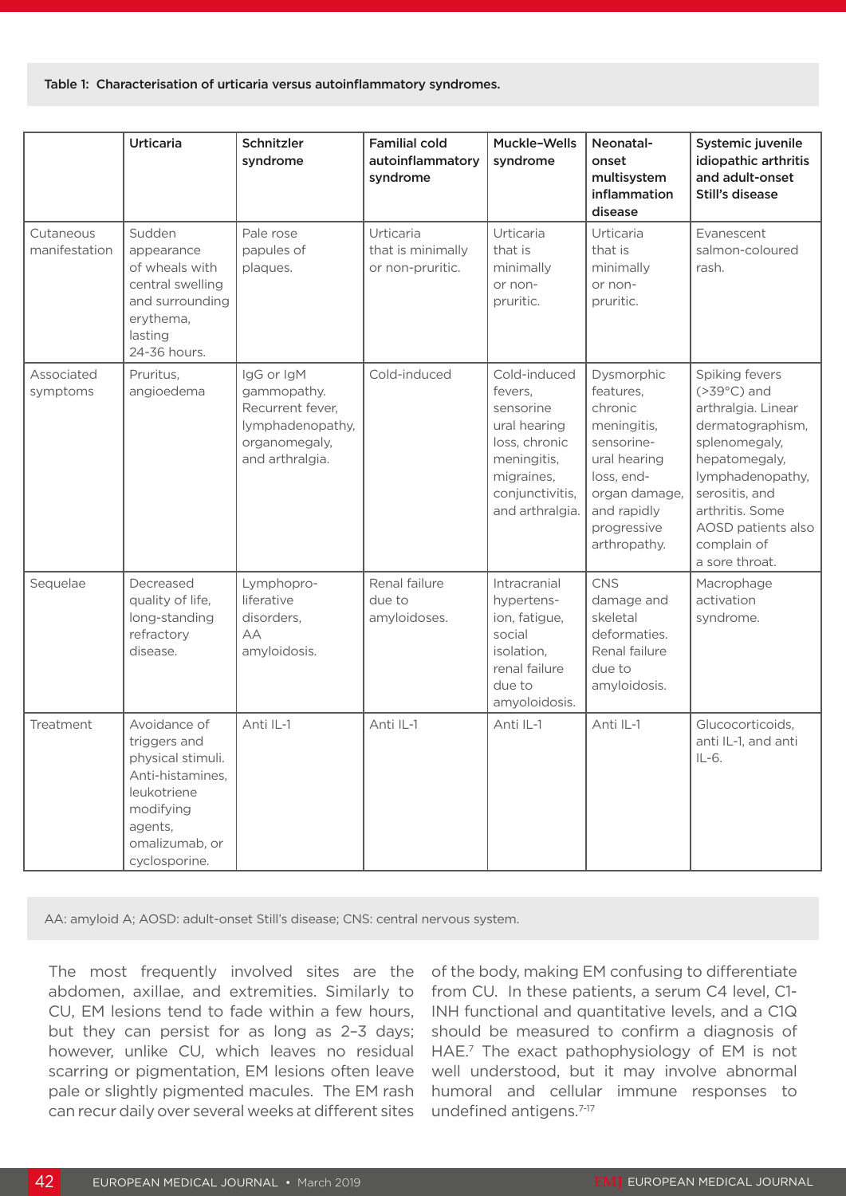Table 1: Characterisation of urticaria versus autoinflammatory syndromes.

| | Urticaria | Schnitzler syndrome | Familial cold autoinflammatory syndrome | Muckle–Wells syndrome | Neonatal-onset multisystem inflammation disease | Systemic juvenile idiopathic arthritis and adult-onset Still's disease |
|---|---|---|---|---|---|---|
| Cutaneous manifestation | Sudden appearance of wheals with central swelling and surrounding erythema, lasting 24-36 hours. | Pale rose papules of plaques. | Urticaria that is minimally or non-pruritic. | Urticaria that is minimally or non-pruritic. | Urticaria that is minimally or non-pruritic. | Evanescent salmon-coloured rash. |
| Associated symptoms | Pruritus, angioedema | IgG or IgM gammopathy. Recurrent fever, lymphadenopathy, organomegaly, and arthralgia. | Cold-induced | Cold-induced fevers, sensorineural hearing loss, chronic meningitis, migraines, conjunctivitis, and arthralgia. | Dysmorphic features, chronic meningitis, sensorineural hearing loss, end-organ damage, and rapidly progressive arthropathy. | Spiking fevers (>39°C) and arthralgia. Linear dermatographism, splenomegaly, hepatomegaly, lymphadenopathy, serositis, and arthritis. Some AOSD patients also complain of a sore throat. |
| Sequelae | Decreased quality of life, long-standing refractory disease. | Lymphoproliferative disorders, AA amyloidosis. | Renal failure due to amyloidoses. | Intracranial hypertension, fatigue, social isolation, renal failure due to amyoloidosis. | CNS damage and skeletal deformaties. Renal failure due to amyloidosis. | Macrophage activation syndrome. |
| Treatment | Avoidance of triggers and physical stimuli. Anti-histamines, leukotriene modifying agents, omalizumab, or cyclosporine. | Anti IL-1 | Anti IL-1 | Anti IL-1 | Anti IL-1 | Glucocorticoids, anti IL-1, and anti IL-6. |

AA: amyloid A; AOSD: adult-onset Still's disease; CNS: central nervous system.

The most frequently involved sites are the abdomen, axillae, and extremities. Similarly to CU, EM lesions tend to fade within a few hours, but they can persist for as long as 2–3 days; however, unlike CU, which leaves no residual scarring or pigmentation, EM lesions often leave pale or slightly pigmented macules. The EM rash can recur daily over several weeks at different sites of the body, making EM confusing to differentiate from CU. In these patients, a serum C4 level, C1-INH functional and quantitative levels, and a C1Q should be measured to confirm a diagnosis of HAE.[7] The exact pathophysiology of EM is not well understood, but it may involve abnormal humoral and cellular immune responses to undefined antigens.[7-17]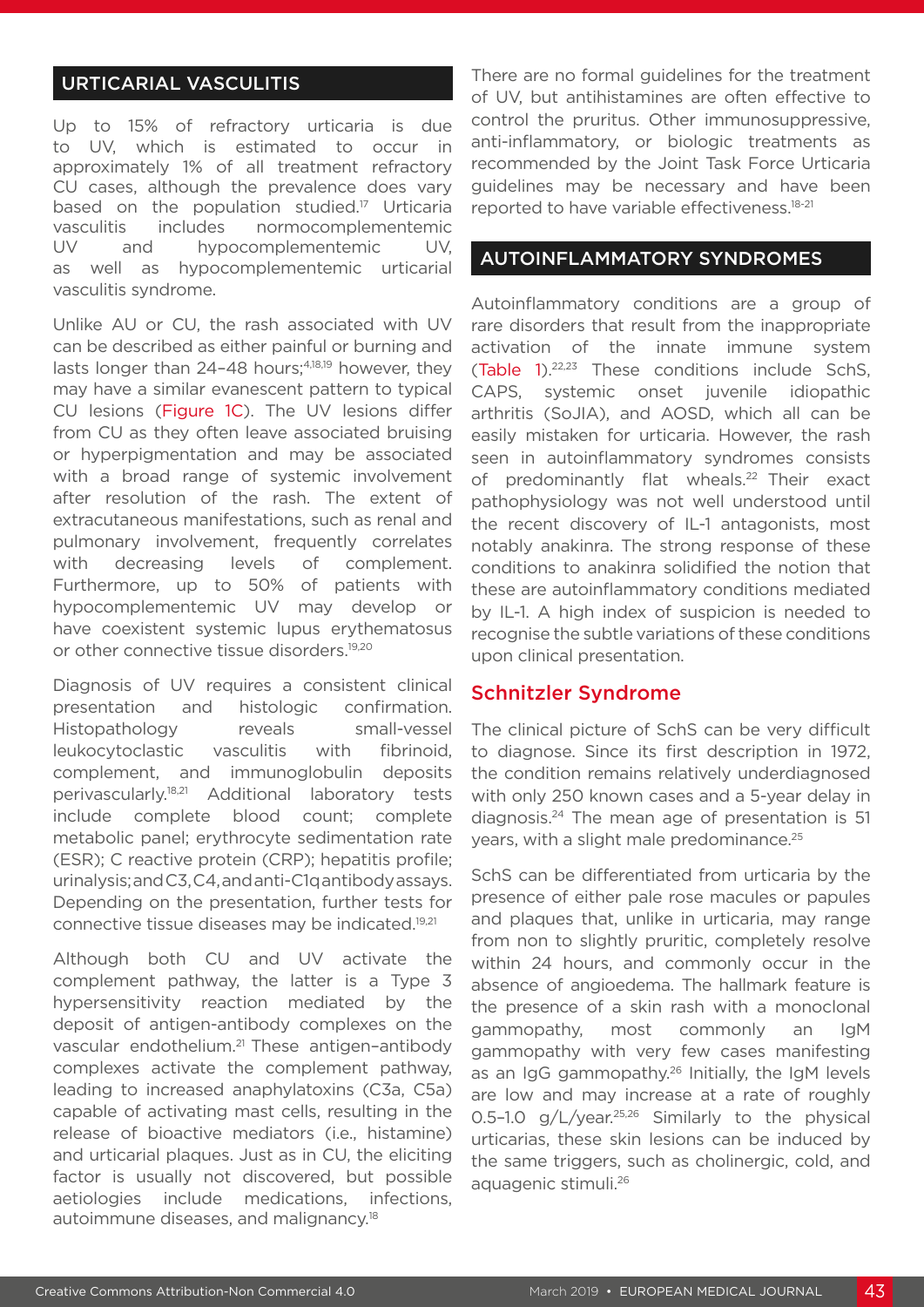## URTICARIAL VASCULITIS

Up to 15% of refractory urticaria is due to UV, which is estimated to occur in approximately 1% of all treatment refractory CU cases, although the prevalence does vary based on the population studied.[17] Urticaria vasculitis includes normocomplementemic UV and hypocomplementemic UV, as well as hypocomplementemic urticarial vasculitis syndrome.

Unlike AU or CU, the rash associated with UV can be described as either painful or burning and lasts longer than 24–48 hours;[4,18,19] however, they may have a similar evanescent pattern to typical CU lesions (Figure 1C). The UV lesions differ from CU as they often leave associated bruising or hyperpigmentation and may be associated with a broad range of systemic involvement after resolution of the rash. The extent of extracutaneous manifestations, such as renal and pulmonary involvement, frequently correlates with decreasing levels of complement. Furthermore, up to 50% of patients with hypocomplementemic UV may develop or have coexistent systemic lupus erythematosus or other connective tissue disorders.[19,20]

Diagnosis of UV requires a consistent clinical presentation and histologic confirmation. Histopathology reveals small-vessel leukocytoclastic vasculitis with fibrinoid, complement, and immunoglobulin deposits perivascularly.[18,21] Additional laboratory tests include complete blood count; complete metabolic panel; erythrocyte sedimentation rate (ESR); C reactive protein (CRP); hepatitis profile; urinalysis; and C3, C4, and anti-C1q antibody assays. Depending on the presentation, further tests for connective tissue diseases may be indicated.[19,21]

Although both CU and UV activate the complement pathway, the latter is a Type 3 hypersensitivity reaction mediated by the deposit of antigen-antibody complexes on the vascular endothelium.[21] These antigen–antibody complexes activate the complement pathway, leading to increased anaphylatoxins (C3a, C5a) capable of activating mast cells, resulting in the release of bioactive mediators (i.e., histamine) and urticarial plaques. Just as in CU, the eliciting factor is usually not discovered, but possible aetiologies include medications, infections, autoimmune diseases, and malignancy.[18]

There are no formal guidelines for the treatment of UV, but antihistamines are often effective to control the pruritus. Other immunosuppressive, anti-inflammatory, or biologic treatments as recommended by the Joint Task Force Urticaria guidelines may be necessary and have been reported to have variable effectiveness.[18-21]

## AUTOINFLAMMATORY SYNDROMES

Autoinflammatory conditions are a group of rare disorders that result from the inappropriate activation of the innate immune system (Table 1).[22,23] These conditions include SchS, CAPS, systemic onset juvenile idiopathic arthritis (SoJIA), and AOSD, which all can be easily mistaken for urticaria. However, the rash seen in autoinflammatory syndromes consists of predominantly flat wheals.[22] Their exact pathophysiology was not well understood until the recent discovery of IL-1 antagonists, most notably anakinra. The strong response of these conditions to anakinra solidified the notion that these are autoinflammatory conditions mediated by IL-1. A high index of suspicion is needed to recognise the subtle variations of these conditions upon clinical presentation.

### Schnitzler Syndrome

The clinical picture of SchS can be very difficult to diagnose. Since its first description in 1972, the condition remains relatively underdiagnosed with only 250 known cases and a 5-year delay in diagnosis.[24] The mean age of presentation is 51 years, with a slight male predominance.[25]

SchS can be differentiated from urticaria by the presence of either pale rose macules or papules and plaques that, unlike in urticaria, may range from non to slightly pruritic, completely resolve within 24 hours, and commonly occur in the absence of angioedema. The hallmark feature is the presence of a skin rash with a monoclonal gammopathy, most commonly an IgM gammopathy with very few cases manifesting as an IgG gammopathy.[26] Initially, the IgM levels are low and may increase at a rate of roughly 0.5–1.0 g/L/year.[25,26] Similarly to the physical urticarias, these skin lesions can be induced by the same triggers, such as cholinergic, cold, and aquagenic stimuli.[26]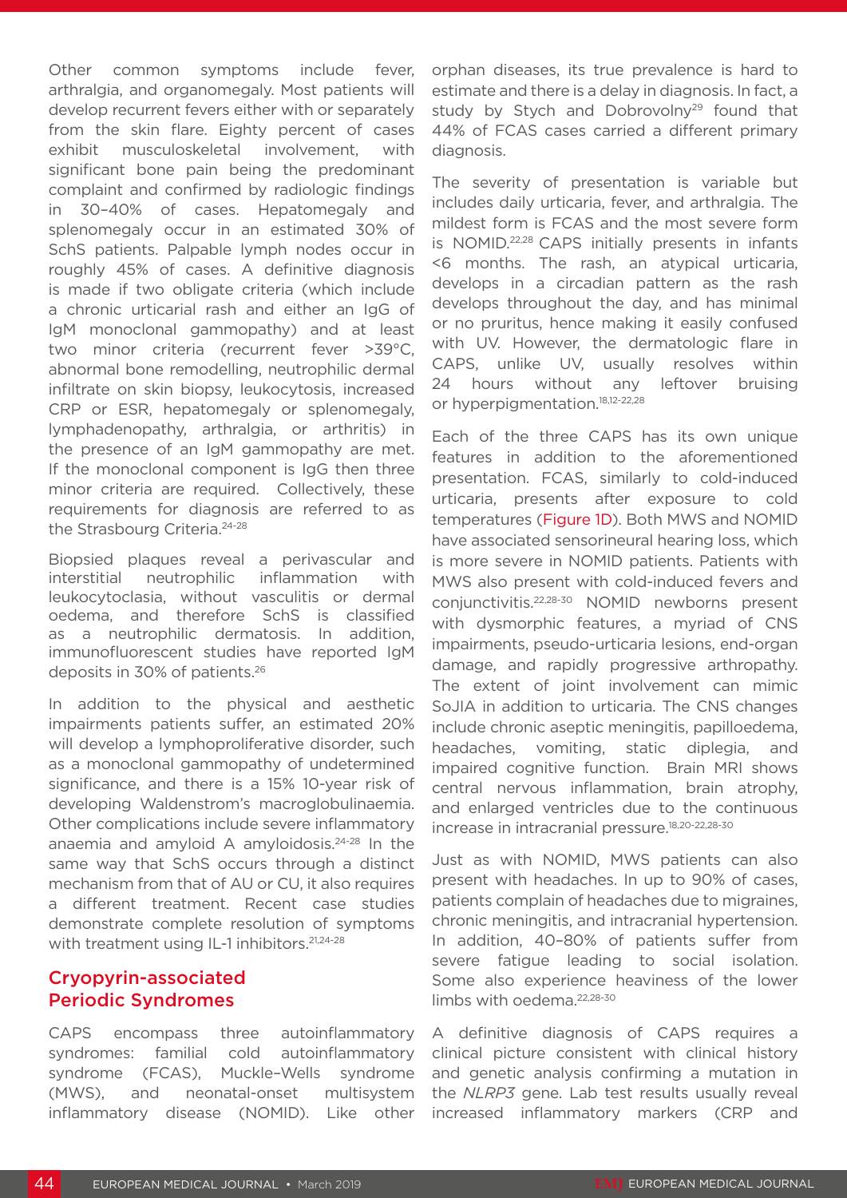Other common symptoms include fever, arthralgia, and organomegaly. Most patients will develop recurrent fevers either with or separately from the skin flare. Eighty percent of cases exhibit musculoskeletal involvement, with significant bone pain being the predominant complaint and confirmed by radiologic findings in 30–40% of cases. Hepatomegaly and splenomegaly occur in an estimated 30% of SchS patients. Palpable lymph nodes occur in roughly 45% of cases. A definitive diagnosis is made if two obligate criteria (which include a chronic urticarial rash and either an IgG of IgM monoclonal gammopathy) and at least two minor criteria (recurrent fever >39°C, abnormal bone remodelling, neutrophilic dermal infiltrate on skin biopsy, leukocytosis, increased CRP or ESR, hepatomegaly or splenomegaly, lymphadenopathy, arthralgia, or arthritis) in the presence of an IgM gammopathy are met. If the monoclonal component is IgG then three minor criteria are required. Collectively, these requirements for diagnosis are referred to as the Strasbourg Criteria.[24-28]

Biopsied plaques reveal a perivascular and interstitial neutrophilic inflammation with leukocytoclasia, without vasculitis or dermal oedema, and therefore SchS is classified as a neutrophilic dermatosis. In addition, immunofluorescent studies have reported IgM deposits in 30% of patients.[26]

In addition to the physical and aesthetic impairments patients suffer, an estimated 20% will develop a lymphoproliferative disorder, such as a monoclonal gammopathy of undetermined significance, and there is a 15% 10-year risk of developing Waldenstrom's macroglobulinaemia. Other complications include severe inflammatory anaemia and amyloid A amyloidosis.[24-28] In the same way that SchS occurs through a distinct mechanism from that of AU or CU, it also requires a different treatment. Recent case studies demonstrate complete resolution of symptoms with treatment using IL-1 inhibitors.[21,24-28]

## Cryopyrin-associated Periodic Syndromes

CAPS encompass three autoinflammatory syndromes: familial cold autoinflammatory syndrome (FCAS), Muckle–Wells syndrome (MWS), and neonatal-onset multisystem inflammatory disease (NOMID). Like other orphan diseases, its true prevalence is hard to estimate and there is a delay in diagnosis. In fact, a study by Stych and Dobrovolny[29] found that 44% of FCAS cases carried a different primary diagnosis.

The severity of presentation is variable but includes daily urticaria, fever, and arthralgia. The mildest form is FCAS and the most severe form is NOMID.[22,28] CAPS initially presents in infants <6 months. The rash, an atypical urticaria, develops in a circadian pattern as the rash develops throughout the day, and has minimal or no pruritus, hence making it easily confused with UV. However, the dermatologic flare in CAPS, unlike UV, usually resolves within 24 hours without any leftover bruising or hyperpigmentation.[18,12-22,28]

Each of the three CAPS has its own unique features in addition to the aforementioned presentation. FCAS, similarly to cold-induced urticaria, presents after exposure to cold temperatures (Figure 1D). Both MWS and NOMID have associated sensorineural hearing loss, which is more severe in NOMID patients. Patients with MWS also present with cold-induced fevers and conjunctivitis.[22,28-30] NOMID newborns present with dysmorphic features, a myriad of CNS impairments, pseudo-urticaria lesions, end-organ damage, and rapidly progressive arthropathy. The extent of joint involvement can mimic SoJIA in addition to urticaria. The CNS changes include chronic aseptic meningitis, papilloedema, headaches, vomiting, static diplegia, and impaired cognitive function. Brain MRI shows central nervous inflammation, brain atrophy, and enlarged ventricles due to the continuous increase in intracranial pressure.[18,20-22,28-30]

Just as with NOMID, MWS patients can also present with headaches. In up to 90% of cases, patients complain of headaches due to migraines, chronic meningitis, and intracranial hypertension. In addition, 40–80% of patients suffer from severe fatigue leading to social isolation. Some also experience heaviness of the lower limbs with oedema.[22,28-30]

A definitive diagnosis of CAPS requires a clinical picture consistent with clinical history and genetic analysis confirming a mutation in the *NLRP3* gene. Lab test results usually reveal increased inflammatory markers (CRP and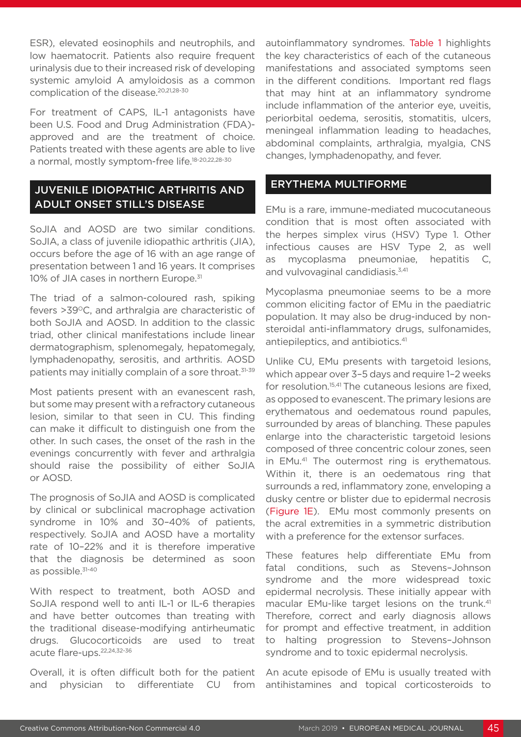ESR), elevated eosinophils and neutrophils, and low haematocrit. Patients also require frequent urinalysis due to their increased risk of developing systemic amyloid A amyloidosis as a common complication of the disease.[20,21,28-30]

For treatment of CAPS, IL-1 antagonists have been U.S. Food and Drug Administration (FDA)-approved and are the treatment of choice. Patients treated with these agents are able to live a normal, mostly symptom-free life.[18-20,22,28-30]

## JUVENILE IDIOPATHIC ARTHRITIS AND ADULT ONSET STILL'S DISEASE

SoJIA and AOSD are two similar conditions. SoJIA, a class of juvenile idiopathic arthritis (JIA), occurs before the age of 16 with an age range of presentation between 1 and 16 years. It comprises 10% of JIA cases in northern Europe.[31]

The triad of a salmon-coloured rash, spiking fevers >39°C, and arthralgia are characteristic of both SoJIA and AOSD. In addition to the classic triad, other clinical manifestations include linear dermatographism, splenomegaly, hepatomegaly, lymphadenopathy, serositis, and arthritis. AOSD patients may initially complain of a sore throat.[31-39]

Most patients present with an evanescent rash, but some may present with a refractory cutaneous lesion, similar to that seen in CU. This finding can make it difficult to distinguish one from the other. In such cases, the onset of the rash in the evenings concurrently with fever and arthralgia should raise the possibility of either SoJIA or AOSD.

The prognosis of SoJIA and AOSD is complicated by clinical or subclinical macrophage activation syndrome in 10% and 30–40% of patients, respectively. SoJIA and AOSD have a mortality rate of 10–22% and it is therefore imperative that the diagnosis be determined as soon as possible.[31-40]

With respect to treatment, both AOSD and SoJIA respond well to anti IL-1 or IL-6 therapies and have better outcomes than treating with the traditional disease-modifying antirheumatic drugs. Glucocorticoids are used to treat acute flare-ups.[22,24,32-36]

Overall, it is often difficult both for the patient and physician to differentiate CU from autoinflammatory syndromes. Table 1 highlights the key characteristics of each of the cutaneous manifestations and associated symptoms seen in the different conditions. Important red flags that may hint at an inflammatory syndrome include inflammation of the anterior eye, uveitis, periorbital oedema, serositis, stomatitis, ulcers, meningeal inflammation leading to headaches, abdominal complaints, arthralgia, myalgia, CNS changes, lymphadenopathy, and fever.

## ERYTHEMA MULTIFORME

EMu is a rare, immune-mediated mucocutaneous condition that is most often associated with the herpes simplex virus (HSV) Type 1. Other infectious causes are HSV Type 2, as well as mycoplasma pneumoniae, hepatitis C, and vulvovaginal candidiasis.[3,41]

Mycoplasma pneumoniae seems to be a more common eliciting factor of EMu in the paediatric population. It may also be drug-induced by non-steroidal anti-inflammatory drugs, sulfonamides, antiepileptics, and antibiotics.[41]

Unlike CU, EMu presents with targetoid lesions, which appear over 3–5 days and require 1–2 weeks for resolution.[15,41] The cutaneous lesions are fixed, as opposed to evanescent. The primary lesions are erythematous and oedematous round papules, surrounded by areas of blanching. These papules enlarge into the characteristic targetoid lesions composed of three concentric colour zones, seen in EMu.[41] The outermost ring is erythematous. Within it, there is an oedematous ring that surrounds a red, inflammatory zone, enveloping a dusky centre or blister due to epidermal necrosis (Figure 1E). EMu most commonly presents on the acral extremities in a symmetric distribution with a preference for the extensor surfaces.

These features help differentiate EMu from fatal conditions, such as Stevens–Johnson syndrome and the more widespread toxic epidermal necrolysis. These initially appear with macular EMu-like target lesions on the trunk.[41] Therefore, correct and early diagnosis allows for prompt and effective treatment, in addition to halting progression to Stevens–Johnson syndrome and to toxic epidermal necrolysis.

An acute episode of EMu is usually treated with antihistamines and topical corticosteroids to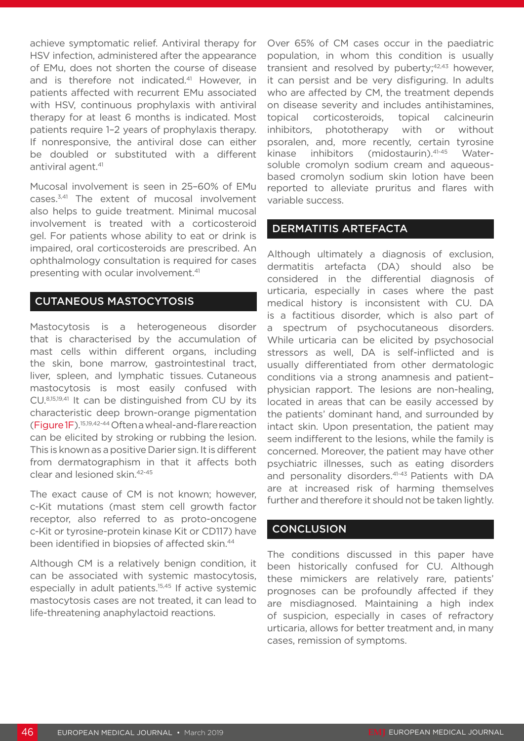achieve symptomatic relief. Antiviral therapy for HSV infection, administered after the appearance of EMu, does not shorten the course of disease and is therefore not indicated.[41] However, in patients affected with recurrent EMu associated with HSV, continuous prophylaxis with antiviral therapy for at least 6 months is indicated. Most patients require 1–2 years of prophylaxis therapy. If nonresponsive, the antiviral dose can either be doubled or substituted with a different antiviral agent.[41]

Mucosal involvement is seen in 25–60% of EMu cases.[3,41] The extent of mucosal involvement also helps to guide treatment. Minimal mucosal involvement is treated with a corticosteroid gel. For patients whose ability to eat or drink is impaired, oral corticosteroids are prescribed. An ophthalmology consultation is required for cases presenting with ocular involvement.[41]

## CUTANEOUS MASTOCYTOSIS

Mastocytosis is a heterogeneous disorder that is characterised by the accumulation of mast cells within different organs, including the skin, bone marrow, gastrointestinal tract, liver, spleen, and lymphatic tissues. Cutaneous mastocytosis is most easily confused with CU.[8,15,19,41] It can be distinguished from CU by its characteristic deep brown-orange pigmentation (Figure 1F).[15,19,42-44] Often a wheal-and-flare reaction can be elicited by stroking or rubbing the lesion. This is known as a positive Darier sign. It is different from dermatographism in that it affects both clear and lesioned skin.[42-45]

The exact cause of CM is not known; however, c-Kit mutations (mast stem cell growth factor receptor, also referred to as proto-oncogene c-Kit or tyrosine-protein kinase Kit or CD117) have been identified in biopsies of affected skin.[44]

Although CM is a relatively benign condition, it can be associated with systemic mastocytosis, especially in adult patients.[15,45] If active systemic mastocytosis cases are not treated, it can lead to life-threatening anaphylactoid reactions.

Over 65% of CM cases occur in the paediatric population, in whom this condition is usually transient and resolved by puberty;[42,43] however, it can persist and be very disfiguring. In adults who are affected by CM, the treatment depends on disease severity and includes antihistamines, topical corticosteroids, topical calcineurin inhibitors, phototherapy with or without psoralen, and, more recently, certain tyrosine kinase inhibitors (midostaurin).[41-45] Water-soluble cromolyn sodium cream and aqueous-based cromolyn sodium skin lotion have been reported to alleviate pruritus and flares with variable success.

## DERMATITIS ARTEFACTA

Although ultimately a diagnosis of exclusion, dermatitis artefacta (DA) should also be considered in the differential diagnosis of urticaria, especially in cases where the past medical history is inconsistent with CU. DA is a factitious disorder, which is also part of a spectrum of psychocutaneous disorders. While urticaria can be elicited by psychosocial stressors as well, DA is self-inflicted and is usually differentiated from other dermatologic conditions via a strong anamnesis and patient–physician rapport. The lesions are non-healing, located in areas that can be easily accessed by the patients' dominant hand, and surrounded by intact skin. Upon presentation, the patient may seem indifferent to the lesions, while the family is concerned. Moreover, the patient may have other psychiatric illnesses, such as eating disorders and personality disorders.[41-43] Patients with DA are at increased risk of harming themselves further and therefore it should not be taken lightly.

## CONCLUSION

The conditions discussed in this paper have been historically confused for CU. Although these mimickers are relatively rare, patients' prognoses can be profoundly affected if they are misdiagnosed. Maintaining a high index of suspicion, especially in cases of refractory urticaria, allows for better treatment and, in many cases, remission of symptoms.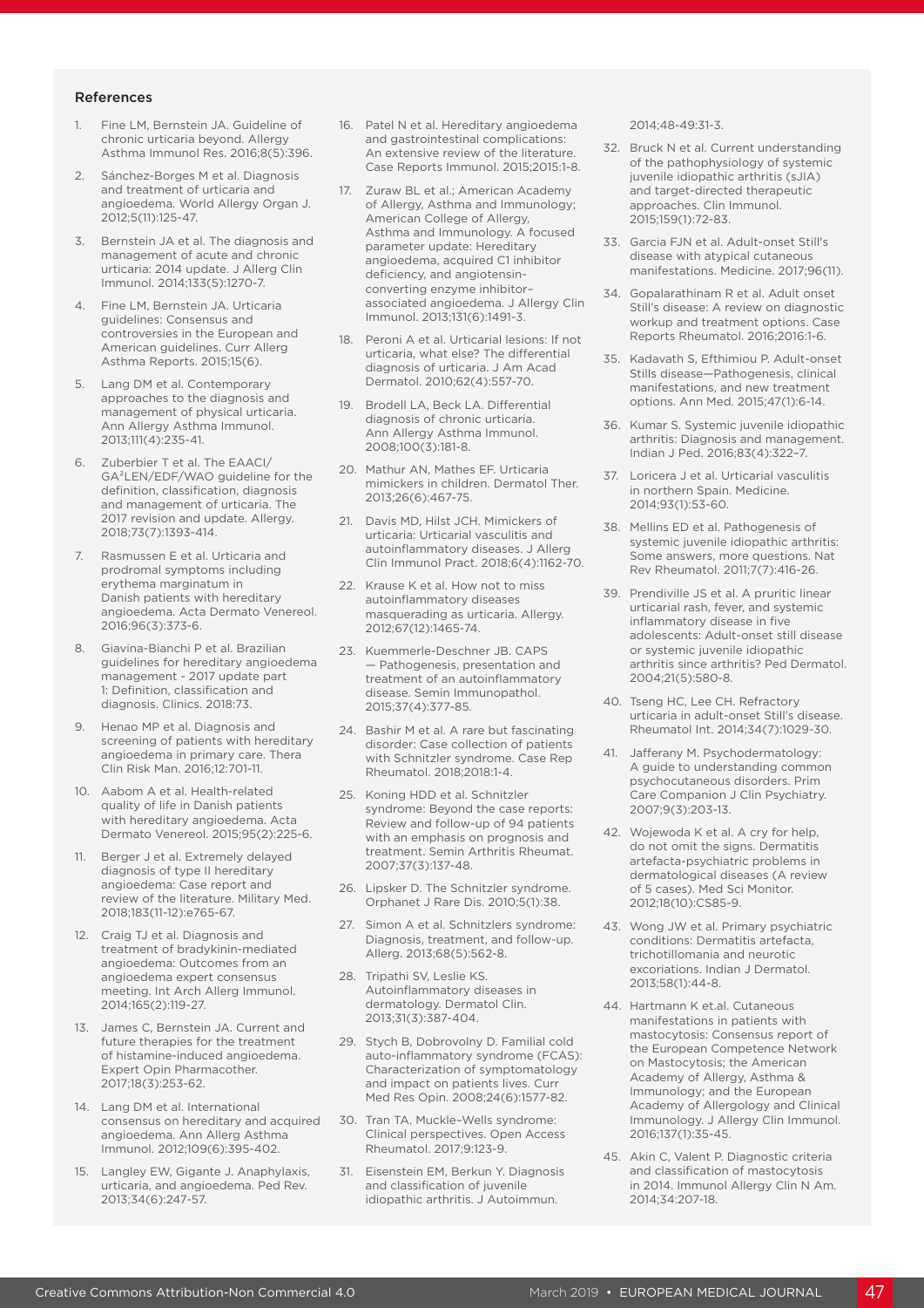### References

1. Fine LM, Bernstein JA. Guideline of chronic urticaria beyond. Allergy Asthma Immunol Res. 2016;8(5):396.
2. Sánchez-Borges M et al. Diagnosis and treatment of urticaria and angioedema. World Allergy Organ J. 2012;5(11):125-47.
3. Bernstein JA et al. The diagnosis and management of acute and chronic urticaria: 2014 update. J Allerg Clin Immunol. 2014;133(5):1270-7.
4. Fine LM, Bernstein JA. Urticaria guidelines: Consensus and controversies in the European and American guidelines. Curr Allerg Asthma Reports. 2015;15(6).
5. Lang DM et al. Contemporary approaches to the diagnosis and management of physical urticaria. Ann Allergy Asthma Immunol. 2013;111(4):235-41.
6. Zuberbier T et al. The EAACI/GA²LEN/EDF/WAO guideline for the definition, classification, diagnosis and management of urticaria. The 2017 revision and update. Allergy. 2018;73(7):1393-414.
7. Rasmussen E et al. Urticaria and prodromal symptoms including erythema marginatum in Danish patients with hereditary angioedema. Acta Dermato Venereol. 2016;96(3):373-6.
8. Giavina-Bianchi P et al. Brazilian guidelines for hereditary angioedema management - 2017 update part 1: Definition, classification and diagnosis. Clinics. 2018:73.
9. Henao MP et al. Diagnosis and screening of patients with hereditary angioedema in primary care. Thera Clin Risk Man. 2016;12:701-11.
10. Aabom A et al. Health-related quality of life in Danish patients with hereditary angioedema. Acta Dermato Venereol. 2015;95(2):225-6.
11. Berger J et al. Extremely delayed diagnosis of type II hereditary angioedema: Case report and review of the literature. Military Med. 2018;183(11-12):e765-67.
12. Craig TJ et al. Diagnosis and treatment of bradykinin-mediated angioedema: Outcomes from an angioedema expert consensus meeting. Int Arch Allerg Immunol. 2014;165(2):119-27.
13. James C, Bernstein JA. Current and future therapies for the treatment of histamine-induced angioedema. Expert Opin Pharmacother. 2017;18(3):253-62.
14. Lang DM et al. International consensus on hereditary and acquired angioedema. Ann Allerg Asthma Immunol. 2012;109(6):395-402.
15. Langley EW, Gigante J. Anaphylaxis, urticaria, and angioedema. Ped Rev. 2013;34(6):247-57.
16. Patel N et al. Hereditary angioedema and gastrointestinal complications: An extensive review of the literature. Case Reports Immunol. 2015;2015:1-8.
17. Zuraw BL et al.; American Academy of Allergy, Asthma and Immunology; American College of Allergy, Asthma and Immunology. A focused parameter update: Hereditary angioedema, acquired C1 inhibitor deficiency, and angiotensin-converting enzyme inhibitor–associated angioedema. J Allergy Clin Immunol. 2013;131(6):1491-3.
18. Peroni A et al. Urticarial lesions: If not urticaria, what else? The differential diagnosis of urticaria. J Am Acad Dermatol. 2010;62(4):557-70.
19. Brodell LA, Beck LA. Differential diagnosis of chronic urticaria. Ann Allergy Asthma Immunol. 2008;100(3):181-8.
20. Mathur AN, Mathes EF. Urticaria mimickers in children. Dermatol Ther. 2013;26(6):467-75.
21. Davis MD, Hilst JCH. Mimickers of urticaria: Urticarial vasculitis and autoinflammatory diseases. J Allerg Clin Immunol Pract. 2018;6(4):1162-70.
22. Krause K et al. How not to miss autoinflammatory diseases masquerading as urticaria. Allergy. 2012;67(12):1465-74.
23. Kuemmerle-Deschner JB. CAPS — Pathogenesis, presentation and treatment of an autoinflammatory disease. Semin Immunopathol. 2015;37(4):377-85.
24. Bashir M et al. A rare but fascinating disorder: Case collection of patients with Schnitzler syndrome. Case Rep Rheumatol. 2018;2018:1-4.
25. Koning HDD et al. Schnitzler syndrome: Beyond the case reports: Review and follow-up of 94 patients with an emphasis on prognosis and treatment. Semin Arthritis Rheumat. 2007;37(3):137-48.
26. Lipsker D. The Schnitzler syndrome. Orphanet J Rare Dis. 2010;5(1):38.
27. Simon A et al. Schnitzlers syndrome: Diagnosis, treatment, and follow-up. Allerg. 2013;68(5):562-8.
28. Tripathi SV, Leslie KS. Autoinflammatory diseases in dermatology. Dermatol Clin. 2013;31(3):387-404.
29. Stych B, Dobrovolny D. Familial cold auto-inflammatory syndrome (FCAS): Characterization of symptomatology and impact on patients lives. Curr Med Res Opin. 2008;24(6):1577-82.
30. Tran TA. Muckle–Wells syndrome: Clinical perspectives. Open Access Rheumatol. 2017;9:123-9.
31. Eisenstein EM, Berkun Y. Diagnosis and classification of juvenile idiopathic arthritis. J Autoimmun. 2014;48-49:31-3.
32. Bruck N et al. Current understanding of the pathophysiology of systemic juvenile idiopathic arthritis (sJIA) and target-directed therapeutic approaches. Clin Immunol. 2015;159(1):72-83.
33. Garcia FJN et al. Adult-onset Still's disease with atypical cutaneous manifestations. Medicine. 2017;96(11).
34. Gopalarathinam R et al. Adult onset Still's disease: A review on diagnostic workup and treatment options. Case Reports Rheumatol. 2016;2016:1-6.
35. Kadavath S, Efthimiou P. Adult-onset Stills disease—Pathogenesis, clinical manifestations, and new treatment options. Ann Med. 2015;47(1):6-14.
36. Kumar S. Systemic juvenile idiopathic arthritis: Diagnosis and management. Indian J Ped. 2016;83(4):322–7.
37. Loricera J et al. Urticarial vasculitis in northern Spain. Medicine. 2014;93(1):53-60.
38. Mellins ED et al. Pathogenesis of systemic juvenile idiopathic arthritis: Some answers, more questions. Nat Rev Rheumatol. 2011;7(7):416-26.
39. Prendiville JS et al. A pruritic linear urticarial rash, fever, and systemic inflammatory disease in five adolescents: Adult-onset still disease or systemic juvenile idiopathic arthritis since arthritis? Ped Dermatol. 2004;21(5):580-8.
40. Tseng HC, Lee CH. Refractory urticaria in adult-onset Still's disease. Rheumatol Int. 2014;34(7):1029-30.
41. Jafferany M. Psychodermatology: A guide to understanding common psychocutaneous disorders. Prim Care Companion J Clin Psychiatry. 2007;9(3):203-13.
42. Wojewoda K et al. A cry for help, do not omit the signs. Dermatitis artefacta-psychiatric problems in dermatological diseases (A review of 5 cases). Med Sci Monitor. 2012;18(10):CS85-9.
43. Wong JW et al. Primary psychiatric conditions: Dermatitis artefacta, trichotillomania and neurotic excoriations. Indian J Dermatol. 2013;58(1):44-8.
44. Hartmann K et.al. Cutaneous manifestations in patients with mastocytosis: Consensus report of the European Competence Network on Mastocytosis; the American Academy of Allergy, Asthma & Immunology; and the European Academy of Allergology and Clinical Immunology. J Allergy Clin Immunol. 2016;137(1):35-45.
45. Akin C, Valent P. Diagnostic criteria and classification of mastocytosis in 2014. Immunol Allergy Clin N Am. 2014;34:207-18.